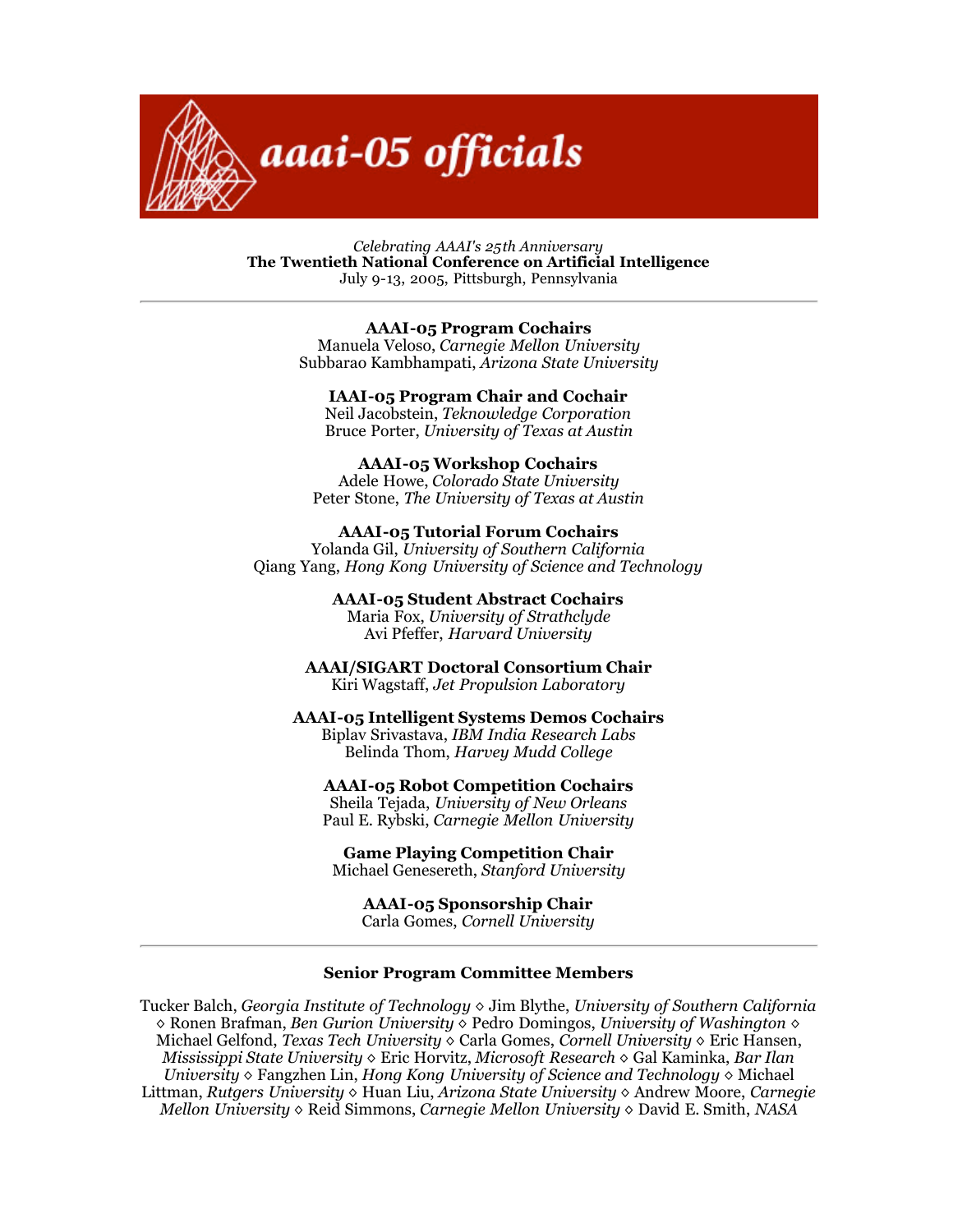# aaai-05 officials

*Celebrating AAAI's 25th Anniversary*
**The Twentieth National Conference on Artificial Intelligence**
July 9-13, 2005, Pittsburgh, Pennsylvania

---

**AAAI-05 Program Cochairs**
Manuela Veloso, *Carnegie Mellon University*
Subbarao Kambhampati, *Arizona State University*

**IAAI-05 Program Chair and Cochair**
Neil Jacobstein, *Teknowledge Corporation*
Bruce Porter, *University of Texas at Austin*

**AAAI-05 Workshop Cochairs**
Adele Howe, *Colorado State University*
Peter Stone, *The University of Texas at Austin*

**AAAI-05 Tutorial Forum Cochairs**
Yolanda Gil, *University of Southern California*
Qiang Yang, *Hong Kong University of Science and Technology*

**AAAI-05 Student Abstract Cochairs**
Maria Fox, *University of Strathclyde*
Avi Pfeffer, *Harvard University*

**AAAI/SIGART Doctoral Consortium Chair**
Kiri Wagstaff, *Jet Propulsion Laboratory*

**AAAI-05 Intelligent Systems Demos Cochairs**
Biplav Srivastava, *IBM India Research Labs*
Belinda Thom, *Harvey Mudd College*

**AAAI-05 Robot Competition Cochairs**
Sheila Tejada, *University of New Orleans*
Paul E. Rybski, *Carnegie Mellon University*

**Game Playing Competition Chair**
Michael Genesereth, *Stanford University*

**AAAI-05 Sponsorship Chair**
Carla Gomes, *Cornell University*

---

**Senior Program Committee Members**

Tucker Balch, *Georgia Institute of Technology* ◇ Jim Blythe, *University of Southern California* ◇ Ronen Brafman, *Ben Gurion University* ◇ Pedro Domingos, *University of Washington* ◇ Michael Gelfond, *Texas Tech University* ◇ Carla Gomes, *Cornell University* ◇ Eric Hansen, *Mississippi State University* ◇ Eric Horvitz, *Microsoft Research* ◇ Gal Kaminka, *Bar Ilan University* ◇ Fangzhen Lin, *Hong Kong University of Science and Technology* ◇ Michael Littman, *Rutgers University* ◇ Huan Liu, *Arizona State University* ◇ Andrew Moore, *Carnegie Mellon University* ◇ Reid Simmons, *Carnegie Mellon University* ◇ David E. Smith, *NASA*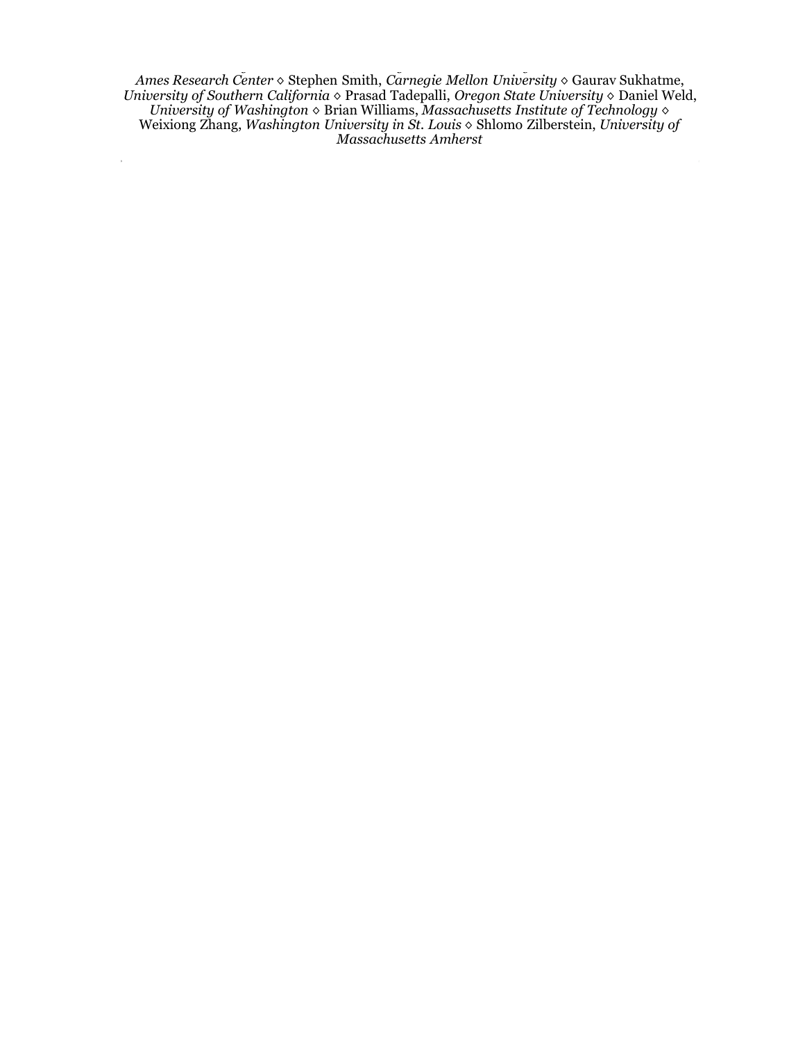*Ames Research Center* ◇ Stephen Smith, *Carnegie Mellon University* ◇ Gaurav Sukhatme, *University of Southern California* ◇ Prasad Tadepalli, *Oregon State University* ◇ Daniel Weld, *University of Washington* ◇ Brian Williams, *Massachusetts Institute of Technology* ◇ Weixiong Zhang, *Washington University in St. Louis* ◇ Shlomo Zilberstein, *University of Massachusetts Amherst*